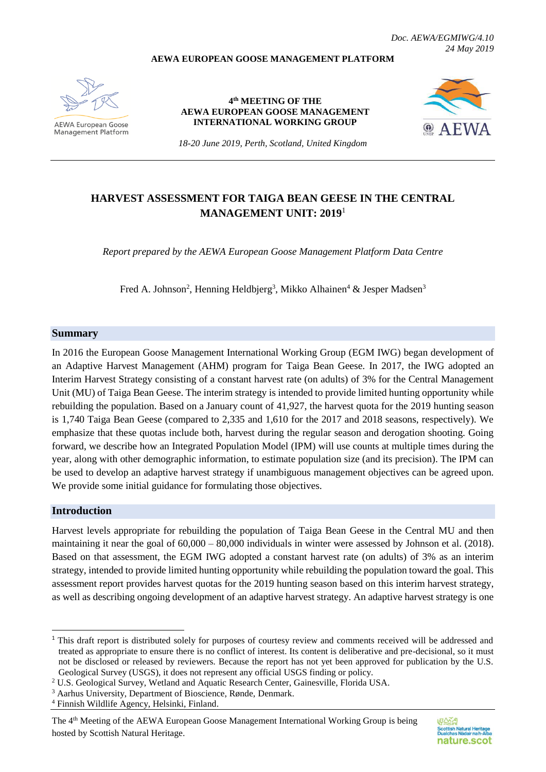*Doc. AEWA/EGMIWG/4.10*
*24 May 2019*

**AEWA EUROPEAN GOOSE MANAGEMENT PLATFORM**

AEWA European Goose Management Platform

**4th MEETING OF THE AEWA EUROPEAN GOOSE MANAGEMENT INTERNATIONAL WORKING GROUP**

*18-20 June 2019, Perth, Scotland, United Kingdom*

# HARVEST ASSESSMENT FOR TAIGA BEAN GEESE IN THE CENTRAL MANAGEMENT UNIT: 2019[1]

*Report prepared by the AEWA European Goose Management Platform Data Centre*

Fred A. Johnson[2], Henning Heldbjerg[3], Mikko Alhainen[4] & Jesper Madsen[3]

## Summary

In 2016 the European Goose Management International Working Group (EGM IWG) began development of an Adaptive Harvest Management (AHM) program for Taiga Bean Geese. In 2017, the IWG adopted an Interim Harvest Strategy consisting of a constant harvest rate (on adults) of 3% for the Central Management Unit (MU) of Taiga Bean Geese. The interim strategy is intended to provide limited hunting opportunity while rebuilding the population. Based on a January count of 41,927, the harvest quota for the 2019 hunting season is 1,740 Taiga Bean Geese (compared to 2,335 and 1,610 for the 2017 and 2018 seasons, respectively). We emphasize that these quotas include both, harvest during the regular season and derogation shooting. Going forward, we describe how an Integrated Population Model (IPM) will use counts at multiple times during the year, along with other demographic information, to estimate population size (and its precision). The IPM can be used to develop an adaptive harvest strategy if unambiguous management objectives can be agreed upon. We provide some initial guidance for formulating those objectives.

## Introduction

Harvest levels appropriate for rebuilding the population of Taiga Bean Geese in the Central MU and then maintaining it near the goal of 60,000 – 80,000 individuals in winter were assessed by Johnson et al. (2018). Based on that assessment, the EGM IWG adopted a constant harvest rate (on adults) of 3% as an interim strategy, intended to provide limited hunting opportunity while rebuilding the population toward the goal. This assessment report provides harvest quotas for the 2019 hunting season based on this interim harvest strategy, as well as describing ongoing development of an adaptive harvest strategy. An adaptive harvest strategy is one

---

[1] This draft report is distributed solely for purposes of courtesy review and comments received will be addressed and treated as appropriate to ensure there is no conflict of interest. Its content is deliberative and pre-decisional, so it must not be disclosed or released by reviewers. Because the report has not yet been approved for publication by the U.S. Geological Survey (USGS), it does not represent any official USGS finding or policy.

[2] U.S. Geological Survey, Wetland and Aquatic Research Center, Gainesville, Florida USA.

[3] Aarhus University, Department of Bioscience, Rønde, Denmark.

[4] Finnish Wildlife Agency, Helsinki, Finland.

The 4th Meeting of the AEWA European Goose Management International Working Group is being hosted by Scottish Natural Heritage.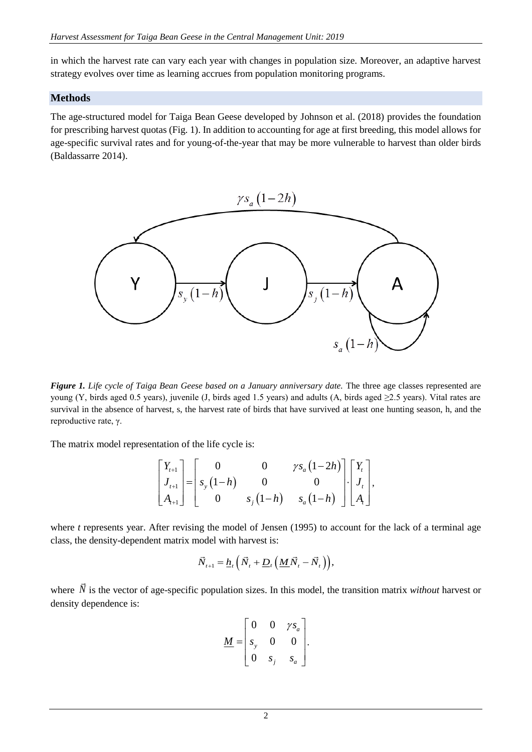in which the harvest rate can vary each year with changes in population size. Moreover, an adaptive harvest strategy evolves over time as learning accrues from population monitoring programs.

## Methods

The age-structured model for Taiga Bean Geese developed by Johnson et al. (2018) provides the foundation for prescribing harvest quotas (Fig. 1). In addition to accounting for age at first breeding, this model allows for age-specific survival rates and for young-of-the-year that may be more vulnerable to harvest than older birds (Baldassarre 2014).

***Figure 1.*** ***Life cycle of Taiga Bean Geese based on a January anniversary date.*** The three age classes represented are young (Y, birds aged 0.5 years), juvenile (J, birds aged 1.5 years) and adults (A, birds aged ≥2.5 years). Vital rates are survival in the absence of harvest, s, the harvest rate of birds that have survived at least one hunting season, h, and the reproductive rate, γ.

The matrix model representation of the life cycle is:

$$\begin{bmatrix} Y_{t+1} \\ J_{t+1} \\ A_{t+1} \end{bmatrix} = \begin{bmatrix} 0 & 0 & \gamma s_a(1-2h) \\ s_y(1-h) & 0 & 0 \\ 0 & s_j(1-h) & s_a(1-h) \end{bmatrix} \cdot \begin{bmatrix} Y_t \\ J_t \\ A_t \end{bmatrix},$$

where *t* represents year. After revising the model of Jensen (1995) to account for the lack of a terminal age class, the density-dependent matrix model with harvest is:

$$\vec{N}_{t+1} = \underline{h}_t\left(\vec{N}_t + \underline{D}_t\left(\underline{M}\vec{N}_t - \vec{N}_t\right)\right),$$

where $\vec{N}$ is the vector of age-specific population sizes. In this model, the transition matrix *without* harvest or density dependence is:

$$\underline{M} = \begin{bmatrix} 0 & 0 & \gamma s_a \\ s_y & 0 & 0 \\ 0 & s_j & s_a \end{bmatrix}.$$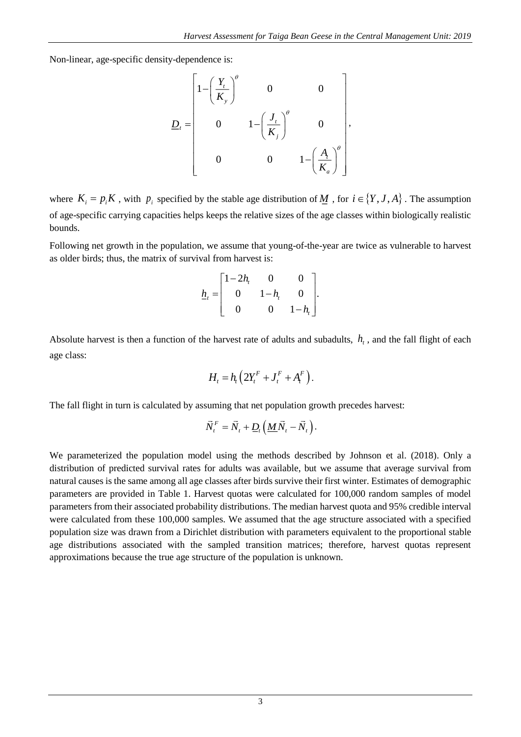Non-linear, age-specific density-dependence is:

$$\underline{D}_t = \begin{bmatrix} 1-\left(\frac{Y_t}{K_y}\right)^{\theta} & 0 & 0 \\ 0 & 1-\left(\frac{J_t}{K_j}\right)^{\theta} & 0 \\ 0 & 0 & 1-\left(\frac{A_t}{K_a}\right)^{\theta} \end{bmatrix},$$

where $K_i = p_i K$, with $p_i$ specified by the stable age distribution of $\underline{M}$, for $i \in \{Y, J, A\}$. The assumption of age-specific carrying capacities helps keeps the relative sizes of the age classes within biologically realistic bounds.

Following net growth in the population, we assume that young-of-the-year are twice as vulnerable to harvest as older birds; thus, the matrix of survival from harvest is:

$$\underline{h}_t = \begin{bmatrix} 1-2h_t & 0 & 0 \\ 0 & 1-h_t & 0 \\ 0 & 0 & 1-h_t \end{bmatrix}.$$

Absolute harvest is then a function of the harvest rate of adults and subadults, $h_t$, and the fall flight of each age class:

$$H_t = h_t\left(2Y_t^F + J_t^F + A_t^F\right).$$

The fall flight in turn is calculated by assuming that net population growth precedes harvest:

$$\vec{N}_t^F = \vec{N}_t + \underline{D}_t\left(\underline{M}\vec{N}_t - \vec{N}_t\right).$$

We parameterized the population model using the methods described by Johnson et al. (2018). Only a distribution of predicted survival rates for adults was available, but we assume that average survival from natural causes is the same among all age classes after birds survive their first winter. Estimates of demographic parameters are provided in Table 1. Harvest quotas were calculated for 100,000 random samples of model parameters from their associated probability distributions. The median harvest quota and 95% credible interval were calculated from these 100,000 samples. We assumed that the age structure associated with a specified population size was drawn from a Dirichlet distribution with parameters equivalent to the proportional stable age distributions associated with the sampled transition matrices; therefore, harvest quotas represent approximations because the true age structure of the population is unknown.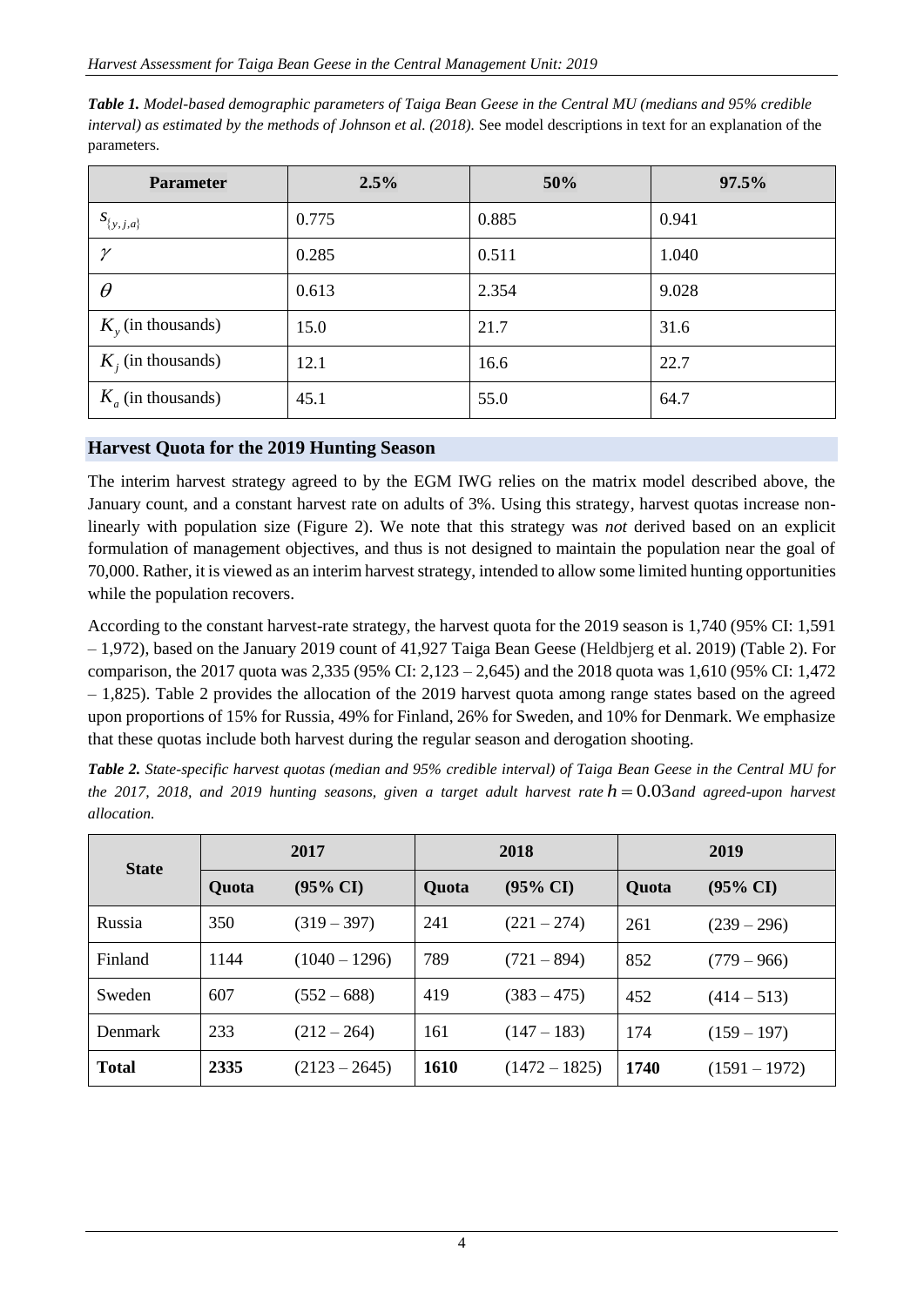***Table 1.*** *Model-based demographic parameters of Taiga Bean Geese in the Central MU (medians and 95% credible interval) as estimated by the methods of Johnson et al. (2018).* See model descriptions in text for an explanation of the parameters.

| Parameter | 2.5% | 50% | 97.5% |
|---|---|---|---|
| $s_{\{y,j,a\}}$ | 0.775 | 0.885 | 0.941 |
| $\gamma$ | 0.285 | 0.511 | 1.040 |
| $\theta$ | 0.613 | 2.354 | 9.028 |
| $K_y$ (in thousands) | 15.0 | 21.7 | 31.6 |
| $K_j$ (in thousands) | 12.1 | 16.6 | 22.7 |
| $K_a$ (in thousands) | 45.1 | 55.0 | 64.7 |

## Harvest Quota for the 2019 Hunting Season

The interim harvest strategy agreed to by the EGM IWG relies on the matrix model described above, the January count, and a constant harvest rate on adults of 3%. Using this strategy, harvest quotas increase non-linearly with population size (Figure 2). We note that this strategy was *not* derived based on an explicit formulation of management objectives, and thus is not designed to maintain the population near the goal of 70,000. Rather, it is viewed as an interim harvest strategy, intended to allow some limited hunting opportunities while the population recovers.

According to the constant harvest-rate strategy, the harvest quota for the 2019 season is 1,740 (95% CI: 1,591 – 1,972), based on the January 2019 count of 41,927 Taiga Bean Geese (Heldbjerg et al. 2019) (Table 2). For comparison, the 2017 quota was 2,335 (95% CI: 2,123 – 2,645) and the 2018 quota was 1,610 (95% CI: 1,472 – 1,825). Table 2 provides the allocation of the 2019 harvest quota among range states based on the agreed upon proportions of 15% for Russia, 49% for Finland, 26% for Sweden, and 10% for Denmark. We emphasize that these quotas include both harvest during the regular season and derogation shooting.

***Table 2.*** *State-specific harvest quotas (median and 95% credible interval) of Taiga Bean Geese in the Central MU for the 2017, 2018, and 2019 hunting seasons, given a target adult harvest rate $h = 0.03$ and agreed-upon harvest allocation.*

| State | 2017 | | 2018 | | 2019 | |
|---|---|---|---|---|---|---|
| | Quota | (95% CI) | Quota | (95% CI) | Quota | (95% CI) |
| Russia | 350 | (319 – 397) | 241 | (221 – 274) | 261 | (239 – 296) |
| Finland | 1144 | (1040 – 1296) | 789 | (721 – 894) | 852 | (779 – 966) |
| Sweden | 607 | (552 – 688) | 419 | (383 – 475) | 452 | (414 – 513) |
| Denmark | 233 | (212 – 264) | 161 | (147 – 183) | 174 | (159 – 197) |
| **Total** | **2335** | (2123 – 2645) | **1610** | (1472 – 1825) | **1740** | (1591 – 1972) |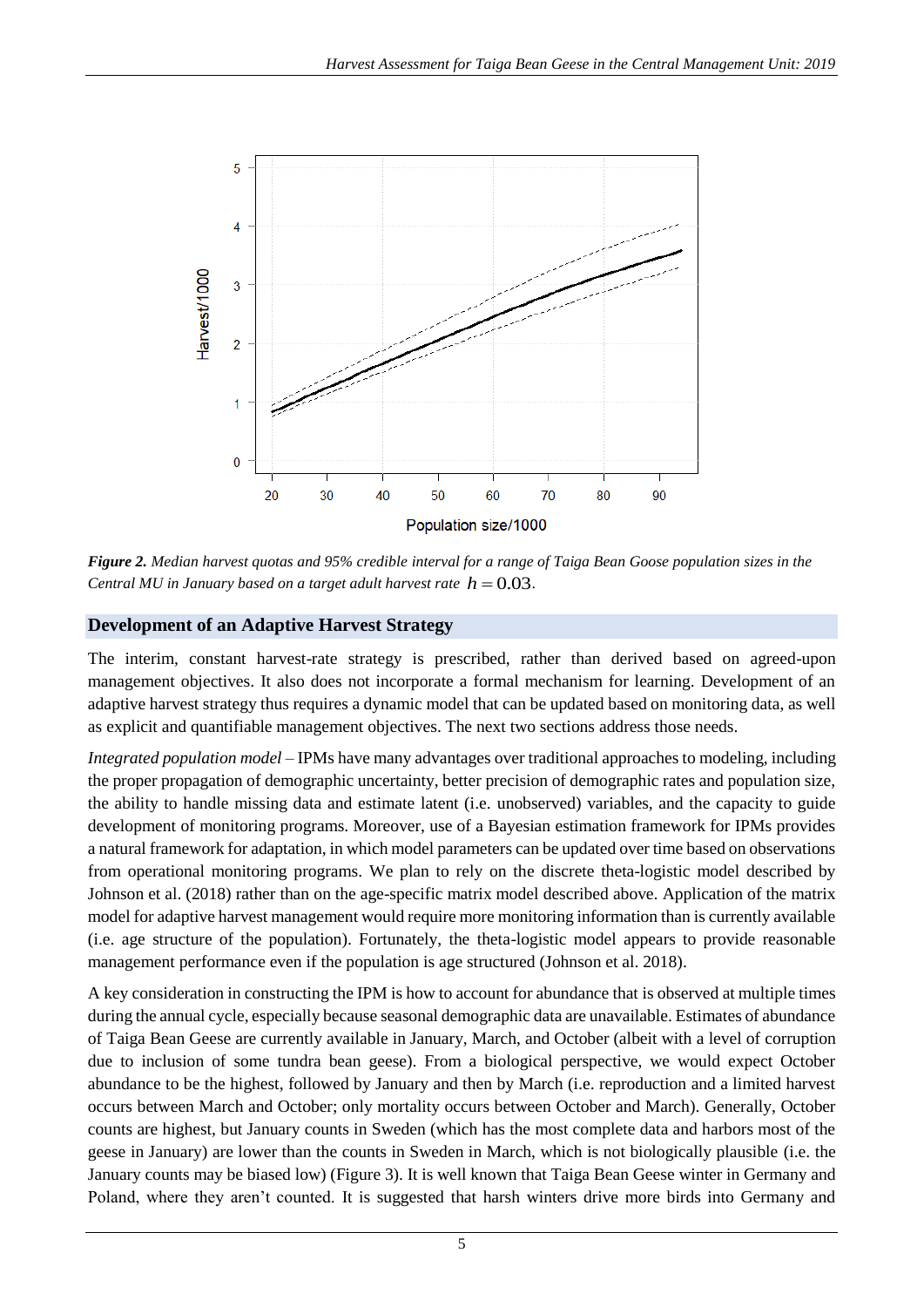*Figure 2. Median harvest quotas and 95% credible interval for a range of Taiga Bean Goose population sizes in the Central MU in January based on a target adult harvest rate* $h = 0.03$.

## Development of an Adaptive Harvest Strategy

The interim, constant harvest-rate strategy is prescribed, rather than derived based on agreed-upon management objectives. It also does not incorporate a formal mechanism for learning. Development of an adaptive harvest strategy thus requires a dynamic model that can be updated based on monitoring data, as well as explicit and quantifiable management objectives. The next two sections address those needs.

*Integrated population model* – IPMs have many advantages over traditional approaches to modeling, including the proper propagation of demographic uncertainty, better precision of demographic rates and population size, the ability to handle missing data and estimate latent (i.e. unobserved) variables, and the capacity to guide development of monitoring programs. Moreover, use of a Bayesian estimation framework for IPMs provides a natural framework for adaptation, in which model parameters can be updated over time based on observations from operational monitoring programs. We plan to rely on the discrete theta-logistic model described by Johnson et al. (2018) rather than on the age-specific matrix model described above. Application of the matrix model for adaptive harvest management would require more monitoring information than is currently available (i.e. age structure of the population). Fortunately, the theta-logistic model appears to provide reasonable management performance even if the population is age structured (Johnson et al. 2018).

A key consideration in constructing the IPM is how to account for abundance that is observed at multiple times during the annual cycle, especially because seasonal demographic data are unavailable. Estimates of abundance of Taiga Bean Geese are currently available in January, March, and October (albeit with a level of corruption due to inclusion of some tundra bean geese). From a biological perspective, we would expect October abundance to be the highest, followed by January and then by March (i.e. reproduction and a limited harvest occurs between March and October; only mortality occurs between October and March). Generally, October counts are highest, but January counts in Sweden (which has the most complete data and harbors most of the geese in January) are lower than the counts in Sweden in March, which is not biologically plausible (i.e. the January counts may be biased low) (Figure 3). It is well known that Taiga Bean Geese winter in Germany and Poland, where they aren't counted. It is suggested that harsh winters drive more birds into Germany and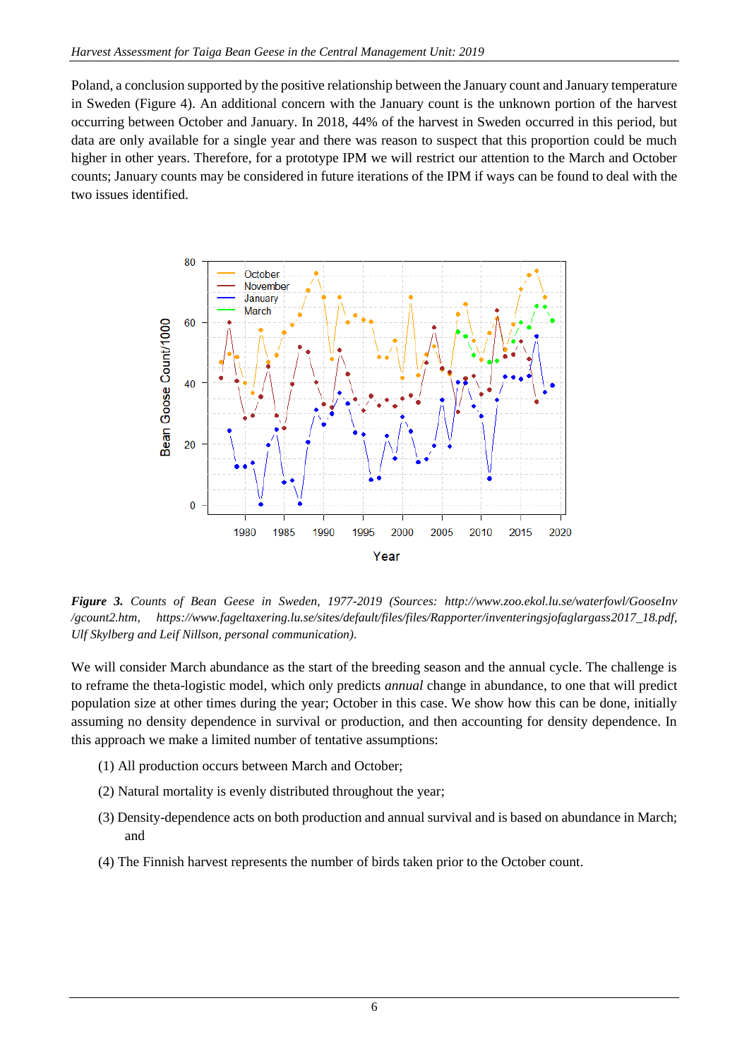Poland, a conclusion supported by the positive relationship between the January count and January temperature in Sweden (Figure 4). An additional concern with the January count is the unknown portion of the harvest occurring between October and January. In 2018, 44% of the harvest in Sweden occurred in this period, but data are only available for a single year and there was reason to suspect that this proportion could be much higher in other years. Therefore, for a prototype IPM we will restrict our attention to the March and October counts; January counts may be considered in future iterations of the IPM if ways can be found to deal with the two issues identified.

***Figure 3.*** *Counts of Bean Geese in Sweden, 1977-2019 (Sources: http://www.zoo.ekol.lu.se/waterfowl/GooseInv /gcount2.htm, https://www.fageltaxering.lu.se/sites/default/files/files/Rapporter/inventeringsjofaglargass2017_18.pdf, Ulf Skylberg and Leif Nillson, personal communication).*

We will consider March abundance as the start of the breeding season and the annual cycle. The challenge is to reframe the theta-logistic model, which only predicts *annual* change in abundance, to one that will predict population size at other times during the year; October in this case. We show how this can be done, initially assuming no density dependence in survival or production, and then accounting for density dependence. In this approach we make a limited number of tentative assumptions:

(1) All production occurs between March and October;

(2) Natural mortality is evenly distributed throughout the year;

(3) Density-dependence acts on both production and annual survival and is based on abundance in March; and

(4) The Finnish harvest represents the number of birds taken prior to the October count.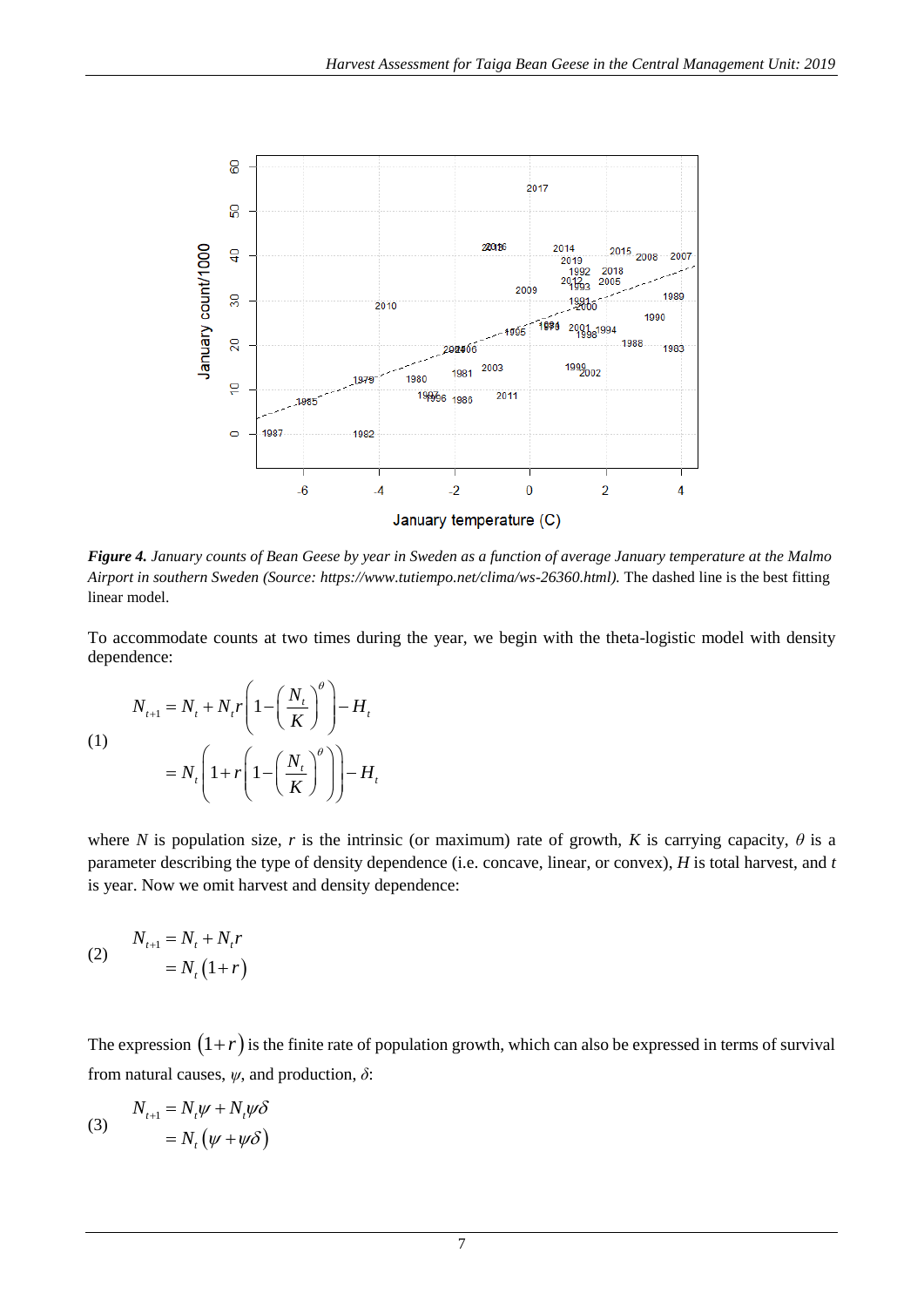**Figure 4.** *January counts of Bean Geese by year in Sweden as a function of average January temperature at the Malmo Airport in southern Sweden (Source: https://www.tutiempo.net/clima/ws-26360.html).* The dashed line is the best fitting linear model.

To accommodate counts at two times during the year, we begin with the theta-logistic model with density dependence:

$$
(1) \quad \begin{aligned} N_{t+1} &= N_t + N_t r\left(1-\left(\frac{N_t}{K}\right)^{\theta}\right) - H_t \\ &= N_t\left(1+r\left(1-\left(\frac{N_t}{K}\right)^{\theta}\right)\right) - H_t \end{aligned}
$$

where $N$ is population size, $r$ is the intrinsic (or maximum) rate of growth, $K$ is carrying capacity, $\theta$ is a parameter describing the type of density dependence (i.e. concave, linear, or convex), $H$ is total harvest, and $t$ is year. Now we omit harvest and density dependence:

$$
(2) \quad \begin{aligned} N_{t+1} &= N_t + N_t r \\ &= N_t\left(1+r\right) \end{aligned}
$$

The expression $(1+r)$ is the finite rate of population growth, which can also be expressed in terms of survival from natural causes, $\psi$, and production, $\delta$:

$$
(3) \quad \begin{aligned} N_{t+1} &= N_t \psi + N_t \psi \delta \\ &= N_t\left(\psi + \psi\delta\right) \end{aligned}
$$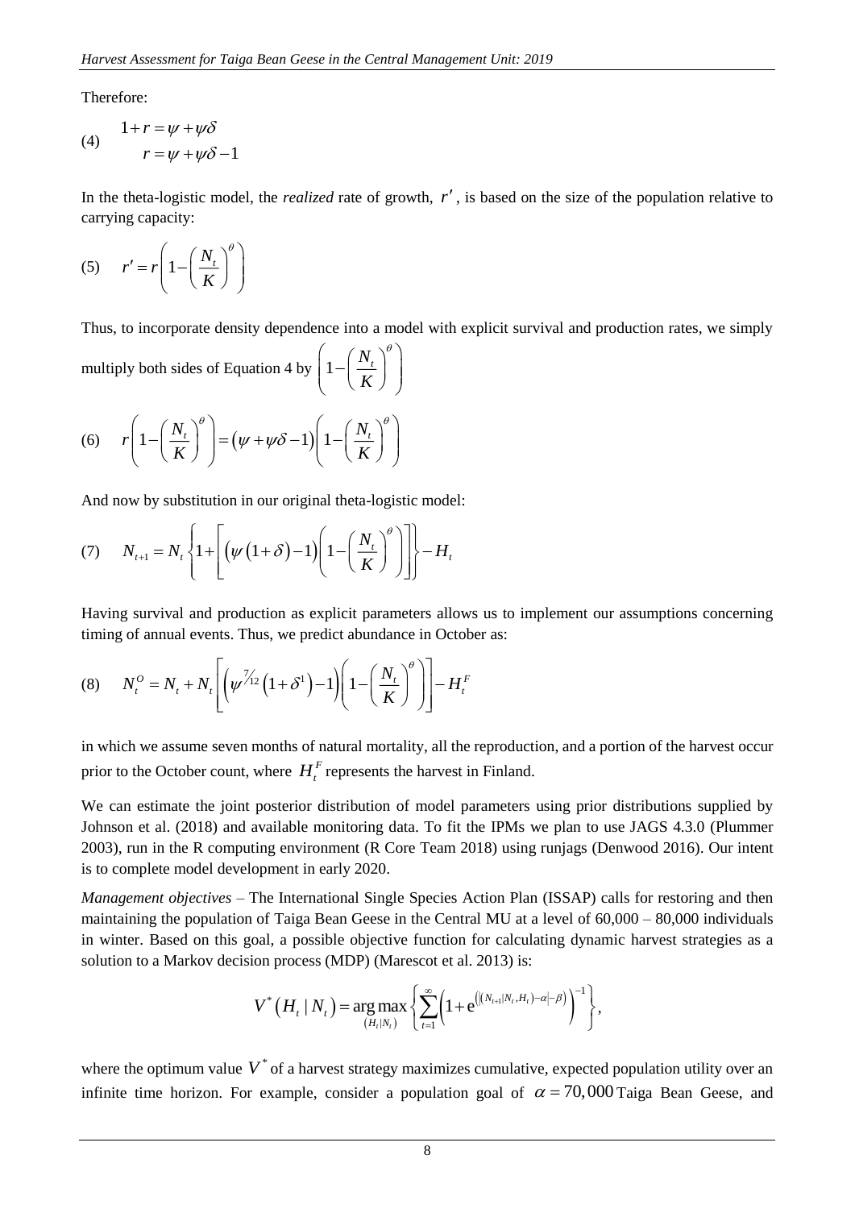Therefore:

$$
(4) \quad \begin{aligned} 1+r &= \psi + \psi\delta \\ r &= \psi + \psi\delta - 1 \end{aligned}
$$

In the theta-logistic model, the *realized* rate of growth, $r'$, is based on the size of the population relative to carrying capacity:

$$
(5) \quad r' = r\left(1-\left(\frac{N_t}{K}\right)^{\theta}\right)
$$

Thus, to incorporate density dependence into a model with explicit survival and production rates, we simply multiply both sides of Equation 4 by $\left(1-\left(\frac{N_t}{K}\right)^{\theta}\right)$

$$
(6) \quad r\left(1-\left(\frac{N_t}{K}\right)^{\theta}\right) = \left(\psi + \psi\delta - 1\right)\left(1-\left(\frac{N_t}{K}\right)^{\theta}\right)
$$

And now by substitution in our original theta-logistic model:

$$
(7) \quad N_{t+1} = N_t\left\{1+\left[\left(\psi\left(1+\delta\right)-1\right)\left(1-\left(\frac{N_t}{K}\right)^{\theta}\right)\right]\right\} - H_t
$$

Having survival and production as explicit parameters allows us to implement our assumptions concerning timing of annual events. Thus, we predict abundance in October as:

$$
(8) \quad N_t^O = N_t + N_t\left[\left(\psi^{7/12}\left(1+\delta^{1}\right)-1\right)\left(1-\left(\frac{N_t}{K}\right)^{\theta}\right)\right] - H_t^F
$$

in which we assume seven months of natural mortality, all the reproduction, and a portion of the harvest occur prior to the October count, where $H_t^F$ represents the harvest in Finland.

We can estimate the joint posterior distribution of model parameters using prior distributions supplied by Johnson et al. (2018) and available monitoring data. To fit the IPMs we plan to use JAGS 4.3.0 (Plummer 2003), run in the R computing environment (R Core Team 2018) using runjags (Denwood 2016). Our intent is to complete model development in early 2020.

*Management objectives* – The International Single Species Action Plan (ISSAP) calls for restoring and then maintaining the population of Taiga Bean Geese in the Central MU at a level of 60,000 – 80,000 individuals in winter. Based on this goal, a possible objective function for calculating dynamic harvest strategies as a solution to a Markov decision process (MDP) (Marescot et al. 2013) is:

$$
V^*\left(H_t \mid N_t\right) = \underset{\left(H_t \mid N_t\right)}{\arg\max}\left\{\sum_{t=1}^{\infty}\left(1+e^{\left(\left|\left(N_{t+1} \mid N_t, H_t\right)-\alpha\right|-\beta\right)}\right)^{-1}\right\},
$$

where the optimum value $V^*$ of a harvest strategy maximizes cumulative, expected population utility over an infinite time horizon. For example, consider a population goal of $\alpha = 70{,}000$ Taiga Bean Geese, and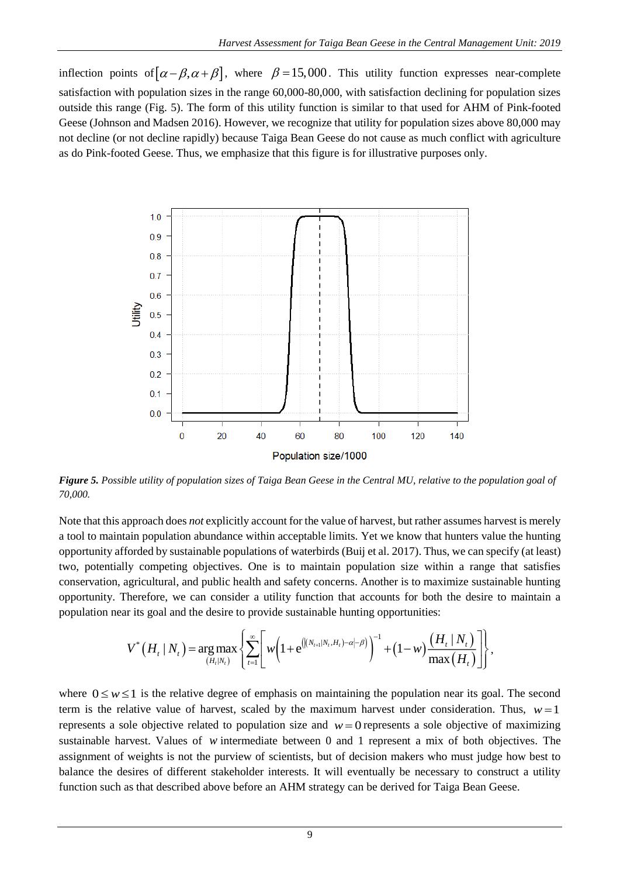inflection points of $[\alpha-\beta, \alpha+\beta]$, where $\beta = 15{,}000$. This utility function expresses near-complete satisfaction with population sizes in the range 60,000-80,000, with satisfaction declining for population sizes outside this range (Fig. 5). The form of this utility function is similar to that used for AHM of Pink-footed Geese (Johnson and Madsen 2016). However, we recognize that utility for population sizes above 80,000 may not decline (or not decline rapidly) because Taiga Bean Geese do not cause as much conflict with agriculture as do Pink-footed Geese. Thus, we emphasize that this figure is for illustrative purposes only.

***Figure 5.*** *Possible utility of population sizes of Taiga Bean Geese in the Central MU, relative to the population goal of 70,000.*

Note that this approach does *not* explicitly account for the value of harvest, but rather assumes harvest is merely a tool to maintain population abundance within acceptable limits. Yet we know that hunters value the hunting opportunity afforded by sustainable populations of waterbirds (Buij et al. 2017). Thus, we can specify (at least) two, potentially competing objectives. One is to maintain population size within a range that satisfies conservation, agricultural, and public health and safety concerns. Another is to maximize sustainable hunting opportunity. Therefore, we can consider a utility function that accounts for both the desire to maintain a population near its goal and the desire to provide sustainable hunting opportunities:

$$V^*(H_t \mid N_t) = \underset{(H_t \mid N_t)}{\arg\max} \left\{ \sum_{t=1}^{\infty} \left[ w\left(1 + e^{\left(\left|(N_{t+1} \mid N_t, H_t) - \alpha\right| - \beta\right)}\right)^{-1} + (1-w)\frac{(H_t \mid N_t)}{\max(H_t)} \right] \right\},$$

where $0 \le w \le 1$ is the relative degree of emphasis on maintaining the population near its goal. The second term is the relative value of harvest, scaled by the maximum harvest under consideration. Thus, $w = 1$ represents a sole objective related to population size and $w = 0$ represents a sole objective of maximizing sustainable harvest. Values of $w$ intermediate between 0 and 1 represent a mix of both objectives. The assignment of weights is not the purview of scientists, but of decision makers who must judge how best to balance the desires of different stakeholder interests. It will eventually be necessary to construct a utility function such as that described above before an AHM strategy can be derived for Taiga Bean Geese.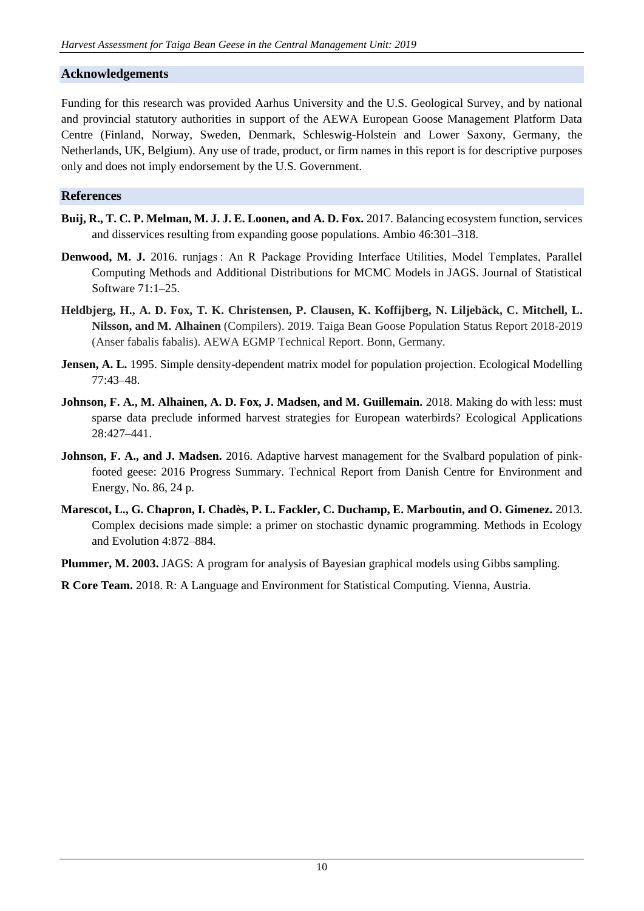## Acknowledgements

Funding for this research was provided Aarhus University and the U.S. Geological Survey, and by national and provincial statutory authorities in support of the AEWA European Goose Management Platform Data Centre (Finland, Norway, Sweden, Denmark, Schleswig-Holstein and Lower Saxony, Germany, the Netherlands, UK, Belgium). Any use of trade, product, or firm names in this report is for descriptive purposes only and does not imply endorsement by the U.S. Government.

## References

**Buij, R., T. C. P. Melman, M. J. J. E. Loonen, and A. D. Fox.** 2017. Balancing ecosystem function, services and disservices resulting from expanding goose populations. Ambio 46:301–318.

**Denwood, M. J.** 2016. runjags : An R Package Providing Interface Utilities, Model Templates, Parallel Computing Methods and Additional Distributions for MCMC Models in JAGS. Journal of Statistical Software 71:1–25.

**Heldbjerg, H., A. D. Fox, T. K. Christensen, P. Clausen, K. Koffijberg, N. Liljebäck, C. Mitchell, L. Nilsson, and M. Alhainen** (Compilers). 2019. Taiga Bean Goose Population Status Report 2018-2019 (Anser fabalis fabalis). AEWA EGMP Technical Report. Bonn, Germany.

**Jensen, A. L.** 1995. Simple density-dependent matrix model for population projection. Ecological Modelling 77:43–48.

**Johnson, F. A., M. Alhainen, A. D. Fox, J. Madsen, and M. Guillemain.** 2018. Making do with less: must sparse data preclude informed harvest strategies for European waterbirds? Ecological Applications 28:427–441.

**Johnson, F. A., and J. Madsen.** 2016. Adaptive harvest management for the Svalbard population of pink-footed geese: 2016 Progress Summary. Technical Report from Danish Centre for Environment and Energy, No. 86, 24 p.

**Marescot, L., G. Chapron, I. Chadès, P. L. Fackler, C. Duchamp, E. Marboutin, and O. Gimenez.** 2013. Complex decisions made simple: a primer on stochastic dynamic programming. Methods in Ecology and Evolution 4:872–884.

**Plummer, M. 2003.** JAGS: A program for analysis of Bayesian graphical models using Gibbs sampling.

**R Core Team.** 2018. R: A Language and Environment for Statistical Computing. Vienna, Austria.